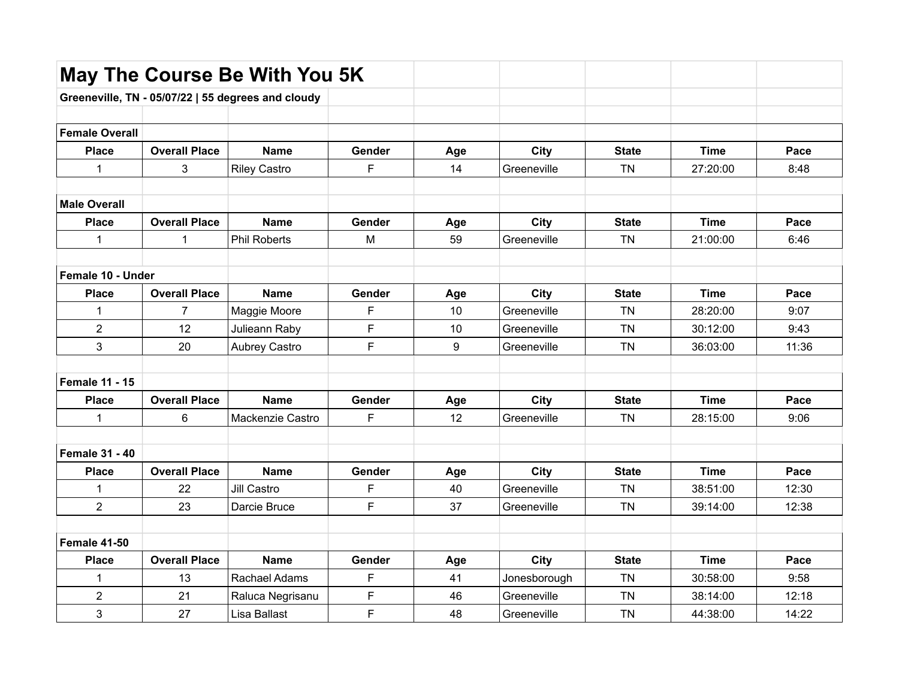# May The Course Be With You 5K

**Greeneville, TN - 05/07/22 | 55 degrees and cloudy**

**Female Overall**

| Place | Overall Place | Name | Gender | Age | City | State | Time | Pace |
|---|---|---|---|---|---|---|---|---|
| 1 | 3 | Riley Castro | F | 14 | Greeneville | TN | 27:20:00 | 8:48 |

**Male Overall**

| Place | Overall Place | Name | Gender | Age | City | State | Time | Pace |
|---|---|---|---|---|---|---|---|---|
| 1 | 1 | Phil Roberts | M | 59 | Greeneville | TN | 21:00:00 | 6:46 |

**Female 10 - Under**

| Place | Overall Place | Name | Gender | Age | City | State | Time | Pace |
|---|---|---|---|---|---|---|---|---|
| 1 | 7 | Maggie Moore | F | 10 | Greeneville | TN | 28:20:00 | 9:07 |
| 2 | 12 | Julieann Raby | F | 10 | Greeneville | TN | 30:12:00 | 9:43 |
| 3 | 20 | Aubrey Castro | F | 9 | Greeneville | TN | 36:03:00 | 11:36 |

**Female 11 - 15**

| Place | Overall Place | Name | Gender | Age | City | State | Time | Pace |
|---|---|---|---|---|---|---|---|---|
| 1 | 6 | Mackenzie Castro | F | 12 | Greeneville | TN | 28:15:00 | 9:06 |

**Female 31 - 40**

| Place | Overall Place | Name | Gender | Age | City | State | Time | Pace |
|---|---|---|---|---|---|---|---|---|
| 1 | 22 | Jill Castro | F | 40 | Greeneville | TN | 38:51:00 | 12:30 |
| 2 | 23 | Darcie Bruce | F | 37 | Greeneville | TN | 39:14:00 | 12:38 |

**Female 41-50**

| Place | Overall Place | Name | Gender | Age | City | State | Time | Pace |
|---|---|---|---|---|---|---|---|---|
| 1 | 13 | Rachael Adams | F | 41 | Jonesborough | TN | 30:58:00 | 9:58 |
| 2 | 21 | Raluca Negrisanu | F | 46 | Greeneville | TN | 38:14:00 | 12:18 |
| 3 | 27 | Lisa Ballast | F | 48 | Greeneville | TN | 44:38:00 | 14:22 |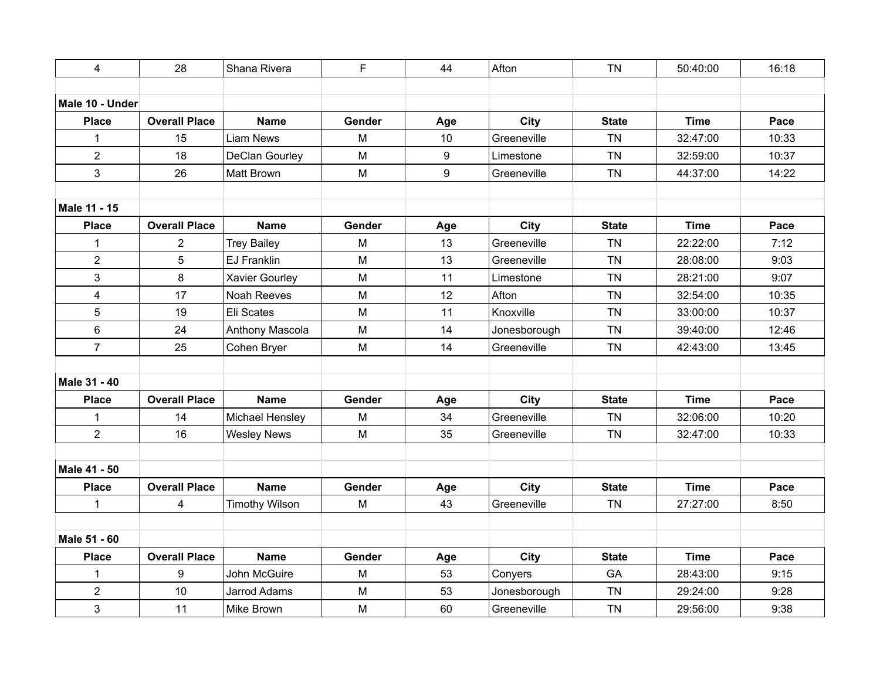| | | | | | | | | |
|---|---|---|---|---|---|---|---|---|
| 4 | 28 | Shana Rivera | F | 44 | Afton | TN | 50:40:00 | 16:18 |

**Male 10 - Under**

| Place | Overall Place | Name | Gender | Age | City | State | Time | Pace |
|---|---|---|---|---|---|---|---|---|
| 1 | 15 | Liam News | M | 10 | Greeneville | TN | 32:47:00 | 10:33 |
| 2 | 18 | DeClan Gourley | M | 9 | Limestone | TN | 32:59:00 | 10:37 |
| 3 | 26 | Matt Brown | M | 9 | Greeneville | TN | 44:37:00 | 14:22 |

**Male 11 - 15**

| Place | Overall Place | Name | Gender | Age | City | State | Time | Pace |
|---|---|---|---|---|---|---|---|---|
| 1 | 2 | Trey Bailey | M | 13 | Greeneville | TN | 22:22:00 | 7:12 |
| 2 | 5 | EJ Franklin | M | 13 | Greeneville | TN | 28:08:00 | 9:03 |
| 3 | 8 | Xavier Gourley | M | 11 | Limestone | TN | 28:21:00 | 9:07 |
| 4 | 17 | Noah Reeves | M | 12 | Afton | TN | 32:54:00 | 10:35 |
| 5 | 19 | Eli Scates | M | 11 | Knoxville | TN | 33:00:00 | 10:37 |
| 6 | 24 | Anthony Mascola | M | 14 | Jonesborough | TN | 39:40:00 | 12:46 |
| 7 | 25 | Cohen Bryer | M | 14 | Greeneville | TN | 42:43:00 | 13:45 |

**Male 31 - 40**

| Place | Overall Place | Name | Gender | Age | City | State | Time | Pace |
|---|---|---|---|---|---|---|---|---|
| 1 | 14 | Michael Hensley | M | 34 | Greeneville | TN | 32:06:00 | 10:20 |
| 2 | 16 | Wesley News | M | 35 | Greeneville | TN | 32:47:00 | 10:33 |

**Male 41 - 50**

| Place | Overall Place | Name | Gender | Age | City | State | Time | Pace |
|---|---|---|---|---|---|---|---|---|
| 1 | 4 | Timothy Wilson | M | 43 | Greeneville | TN | 27:27:00 | 8:50 |

**Male 51 - 60**

| Place | Overall Place | Name | Gender | Age | City | State | Time | Pace |
|---|---|---|---|---|---|---|---|---|
| 1 | 9 | John McGuire | M | 53 | Conyers | GA | 28:43:00 | 9:15 |
| 2 | 10 | Jarrod Adams | M | 53 | Jonesborough | TN | 29:24:00 | 9:28 |
| 3 | 11 | Mike Brown | M | 60 | Greeneville | TN | 29:56:00 | 9:38 |